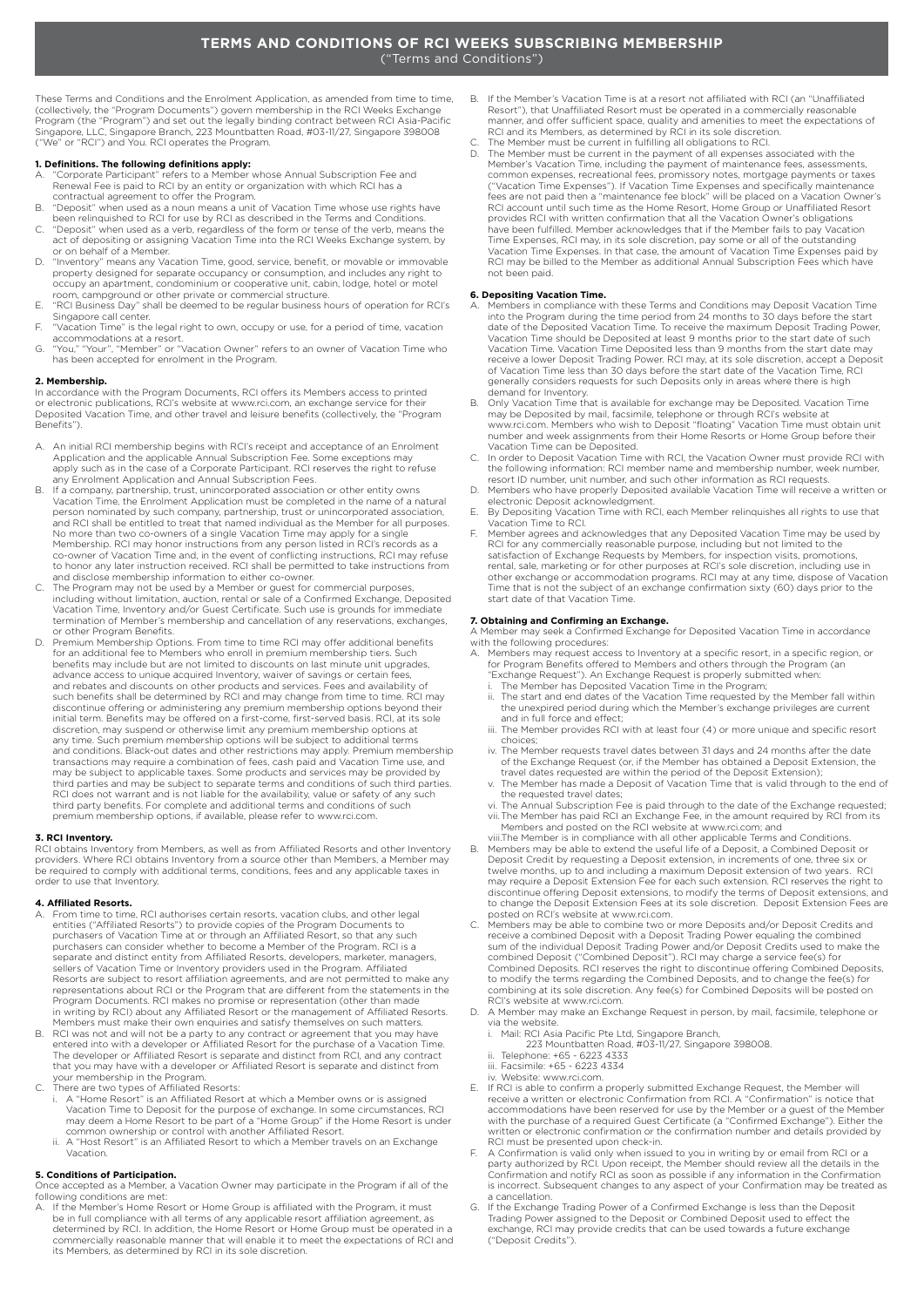# TERMS AND CONDITIONS OF RCI WEEKS SUBSCRIBING MEMBERSHIP

("Terms and Conditions")

These Terms and Conditions and the Enrolment Application, as amended from time to time, (collectively, the "Program Documents") govern membership in the RCI Weeks Exchange Program (the "Program") and set out the legally binding contract between RCI Asia-Pacific Singapore, LLC, Singapore Branch, 223 Mountbatten Road, #03-11/27, Singapore 398008 ("We" or "RCI") and You. RCI operates the Program.

### 1. Definitions. The following definitions apply:

A. "Corporate Participant" refers to a Member whose Annual Subscription Fee and Renewal Fee is paid to RCI by an entity or organization with which RCI has a contractual agreement to offer the Program.
B. "Deposit" when used as a noun means a unit of Vacation Time whose use rights have been relinquished to RCI for use by RCI as described in the Terms and Conditions.
C. "Deposit" when used as a verb, regardless of the form or tense of the verb, means the act of depositing or assigning Vacation Time into the RCI Weeks Exchange system, by or on behalf of a Member.
D. "Inventory" means any Vacation Time, good, service, benefit, or movable or immovable property designed for separate occupancy or consumption, and includes any right to occupy an apartment, condominium or cooperative unit, cabin, lodge, hotel or motel room, campground or other private or commercial structure.
E. "RCI Business Day" shall be deemed to be regular business hours of operation for RCI's Singapore call center.
F. "Vacation Time" is the legal right to own, occupy or use, for a period of time, vacation accommodations at a resort.
G. "You," "Your", "Member" or "Vacation Owner" refers to an owner of Vacation Time who has been accepted for enrolment in the Program.

### 2. Membership.

In accordance with the Program Documents, RCI offers its Members access to printed or electronic publications, RCI's website at www.rci.com, an exchange service for their Deposited Vacation Time, and other travel and leisure benefits (collectively, the "Program Benefits").

A. An initial RCI membership begins with RCI's receipt and acceptance of an Enrolment Application and the applicable Annual Subscription Fee. Some exceptions may apply such as in the case of a Corporate Participant. RCI reserves the right to refuse any Enrolment Application and Annual Subscription Fees.
B. If a company, partnership, trust, unincorporated association or other entity owns Vacation Time, the Enrolment Application must be completed in the name of a natural person nominated by such company, partnership, trust or unincorporated association, and RCI shall be entitled to treat that named individual as the Member for all purposes. No more than two co-owners of a single Vacation Time may apply for a single Membership. RCI may honor instructions from any person listed in RCI's records as a co-owner of Vacation Time and, in the event of conflicting instructions, RCI may refuse to honor any later instruction received. RCI shall be permitted to take instructions from and disclose membership information to either co-owner.
C. The Program may not be used by a Member or guest for commercial purposes, including without limitation, auction, rental or sale of a Confirmed Exchange, Deposited Vacation Time, Inventory and/or Guest Certificate. Such use is grounds for immediate termination of Member's membership and cancellation of any reservations, exchanges, or other Program Benefits.
D. Premium Membership Options. From time to time RCI may offer additional benefits for an additional fee to Members who enroll in premium membership tiers. Such benefits may include but are not limited to discounts on last minute unit upgrades, advance access to unique acquired Inventory, waiver of savings or certain fees, and rebates and discounts on other products and services. Fees and availability of such benefits shall be determined by RCI and may change from time to time. RCI may discontinue offering or administering any premium membership options beyond their initial term. Benefits may be offered on a first-come, first-served basis. RCI, at its sole discretion, may suspend or otherwise limit any premium membership options at any time. Such premium membership options will be subject to additional terms and conditions. Black-out dates and other restrictions may apply. Premium membership transactions may require a combination of fees, cash paid and Vacation Time use, and may be subject to applicable taxes. Some products and services may be provided by third parties and may be subject to separate terms and conditions of such third parties. RCI does not warrant and is not liable for the availability, value or safety of any such third party benefits. For complete and additional terms and conditions of such premium membership options, if available, please refer to www.rci.com.

### 3. RCI Inventory.

RCI obtains Inventory from Members, as well as from Affiliated Resorts and other Inventory providers. Where RCI obtains Inventory from a source other than Members, a Member may be required to comply with additional terms, conditions, fees and any applicable taxes in order to use that Inventory.

### 4. Affiliated Resorts.

A. From time to time, RCI authorises certain resorts, vacation clubs, and other legal entities ("Affiliated Resorts") to provide copies of the Program Documents to purchasers of Vacation Time at or through an Affiliated Resort, so that any such purchasers can consider whether to become a Member of the Program. RCI is a separate and distinct entity from Affiliated Resorts, developers, marketer, managers, sellers of Vacation Time or Inventory providers used in the Program. Affiliated Resorts are subject to resort affiliation agreements, and are not permitted to make any representations about RCI or the Program that are different from the statements in the Program Documents. RCI makes no promise or representation (other than made in writing by RCI) about any Affiliated Resort or the management of Affiliated Resorts. Members must make their own enquiries and satisfy themselves on such matters.
B. RCI was not and will not be a party to any contract or agreement that you may have entered into with a developer or Affiliated Resort for the purchase of a Vacation Time. The developer or Affiliated Resort is separate and distinct from RCI, and any contract that you may have with a developer or Affiliated Resort is separate and distinct from your membership in the Program.
C. There are two types of Affiliated Resorts:
   i. A "Home Resort" is an Affiliated Resort at which a Member owns or is assigned Vacation Time to Deposit for the purpose of exchange. In some circumstances, RCI may deem a Home Resort to be part of a "Home Group" if the Home Resort is under common ownership or control with another Affiliated Resort.
   ii. A "Host Resort" is an Affiliated Resort to which a Member travels on an Exchange Vacation.

### 5. Conditions of Participation.

Once accepted as a Member, a Vacation Owner may participate in the Program if all of the following conditions are met:

A. If the Member's Home Resort or Home Group is affiliated with the Program, it must be in full compliance with all terms of any applicable resort affiliation agreement, as determined by RCI. In addition, the Home Resort or Home Group must be operated in a commercially reasonable manner that will enable it to meet the expectations of RCI and its Members, as determined by RCI in its sole discretion.
B. If the Member's Vacation Time is at a resort not affiliated with RCI (an "Unaffiliated Resort"), that Unaffiliated Resort must be operated in a commercially reasonable manner, and offer sufficient space, quality and amenities to meet the expectations of RCI and its Members, as determined by RCI in its sole discretion.
C. The Member must be current in fulfilling all obligations to RCI.
D. The Member must be current in the payment of all expenses associated with the Member's Vacation Time, including the payment of maintenance fees, assessments, common expenses, recreational fees, promissory notes, mortgage payments or taxes ("Vacation Time Expenses"). If Vacation Time Expenses and specifically maintenance fees are not paid then a "maintenance fee block" will be placed on a Vacation Owner's RCI account until such time as the Home Resort, Home Group or Unaffiliated Resort provides RCI with written confirmation that all the Vacation Owner's obligations have been fulfilled. Member acknowledges that if the Member fails to pay Vacation Time Expenses, RCI may, in its sole discretion, pay some or all of the outstanding Vacation Time Expenses. In that case, the amount of Vacation Time Expenses paid by RCI may be billed to the Member as additional Annual Subscription Fees which have not been paid.

### 6. Depositing Vacation Time.

A. Members in compliance with these Terms and Conditions may Deposit Vacation Time into the Program during the time period from 24 months to 30 days before the start date of the Deposited Vacation Time. To receive the maximum Deposit Trading Power, Vacation Time should be Deposited at least 9 months prior to the start date of such Vacation Time. Vacation Time Deposited less than 9 months from the start date may receive a lower Deposit Trading Power. RCI may, at its sole discretion, accept a Deposit of Vacation Time less than 30 days before the start date of the Vacation Time, RCI generally considers requests for such Deposits only in areas where there is high demand for Inventory.
B. Only Vacation Time that is available for exchange may be Deposited. Vacation Time may be Deposited by mail, facsimile, telephone or through RCI's website at www.rci.com. Members who wish to Deposit "floating" Vacation Time must obtain unit number and week assignments from their Home Resorts or Home Group before their Vacation Time can be Deposited.
C. In order to Deposit Vacation Time with RCI, the Vacation Owner must provide RCI with the following information: RCI member name and membership number, week number, resort ID number, unit number, and such other information as RCI requests.
D. Members who have properly Deposited available Vacation Time will receive a written or electronic Deposit acknowledgment.
E. By Depositing Vacation Time with RCI, each Member relinquishes all rights to use that Vacation Time to RCI.
F. Member agrees and acknowledges that any Deposited Vacation Time may be used by RCI for any commercially reasonable purpose, including but not limited to the satisfaction of Exchange Requests by Members, for inspection visits, promotions, rental, sale, marketing or for other purposes at RCI's sole discretion, including use in other exchange or accommodation programs. RCI may at any time, dispose of Vacation Time that is not the subject of an exchange confirmation sixty (60) days prior to the start date of that Vacation Time.

### 7. Obtaining and Confirming an Exchange.

A Member may seek a Confirmed Exchange for Deposited Vacation Time in accordance with the following procedures:

A. Members may request access to Inventory at a specific resort, in a specific region, or for Program Benefits offered to Members and others through the Program (an "Exchange Request"). An Exchange Request is properly submitted when:
   i. The Member has Deposited Vacation Time in the Program;
   ii. The start and end dates of the Vacation Time requested by the Member fall within the unexpired period during which the Member's exchange privileges are current and in full force and effect;
   iii. The Member provides RCI with at least four (4) or more unique and specific resort choices;
   iv. The Member requests travel dates between 31 days and 24 months after the date of the Exchange Request (or, if the Member has obtained a Deposit Extension, the travel dates requested are within the period of the Deposit Extension);
   v. The Member has made a Deposit of Vacation Time that is valid through to the end of the requested travel dates;
   vi. The Annual Subscription Fee is paid through to the date of the Exchange requested;
   vii. The Member has paid RCI an Exchange Fee, in the amount required by RCI from its Members and posted on the RCI website at www.rci.com; and
   viii. The Member is in compliance with all other applicable Terms and Conditions.
B. Members may be able to extend the useful life of a Deposit, a Combined Deposit or Deposit Credit by requesting a Deposit extension, in increments of one, three six or twelve months, up to and including a maximum Deposit extension of two years. RCI may require a Deposit Extension Fee for each such extension. RCI reserves the right to discontinue offering Deposit extensions, to modify the terms of Deposit extensions, and to change the Deposit Extension Fees at its sole discretion. Deposit Extension Fees are posted on RCI's website at www.rci.com.
C. Members may be able to combine two or more Deposits and/or Deposit Credits and receive a combined Deposit with a Deposit Trading Power equaling the combined sum of the individual Deposit Trading Power and/or Deposit Credits used to make the combined Deposit ("Combined Deposit"). RCI may charge a service fee(s) for Combined Deposits. RCI reserves the right to discontinue offering Combined Deposits, to modify the terms regarding the Combined Deposits, and to change the fee(s) for combining at its sole discretion. Any fee(s) for Combined Deposits will be posted on RCI's website at www.rci.com.
D. A Member may make an Exchange Request in person, by mail, facsimile, telephone or via the website.
   i. Mail: RCI Asia Pacific Pte Ltd, Singapore Branch,
      223 Mountbatten Road, #03-11/27, Singapore 398008.
   ii. Telephone: +65 - 6223 4333
   iii. Facsimile: +65 - 6223 4334
   iv. Website: www.rci.com.
E. If RCI is able to confirm a properly submitted Exchange Request, the Member will receive a written or electronic Confirmation from RCI. A "Confirmation" is notice that accommodations have been reserved for use by the Member or a guest of the Member with the purchase of a required Guest Certificate (a "Confirmed Exchange"). Either the written or electronic confirmation or the confirmation number and details provided by RCI must be presented upon check-in.
F. A Confirmation is valid only when issued to you in writing or by email from RCI or a party authorized by RCI. Upon receipt, the Member should review all the details in the Confirmation and notify RCI as soon as possible if any information in the Confirmation is incorrect. Subsequent changes to any aspect of your Confirmation may be treated as a cancellation.
G. If the Exchange Trading Power of a Confirmed Exchange is less than the Deposit Trading Power assigned to the Deposit or Combined Deposit used to effect the exchange, RCI may provide credits that can be used towards a future exchange ("Deposit Credits").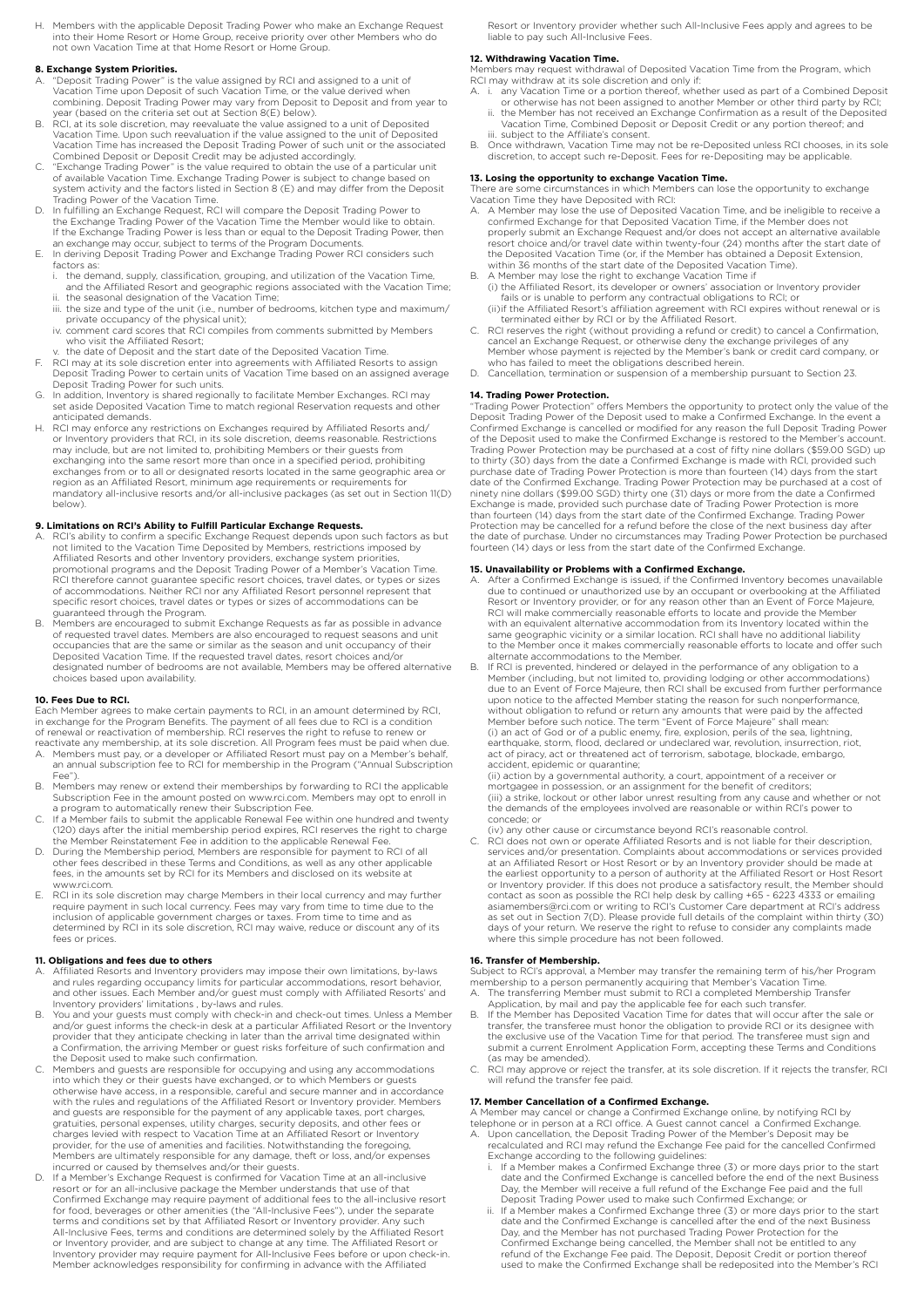H. Members with the applicable Deposit Trading Power who make an Exchange Request into their Home Resort or Home Group, receive priority over other Members who do not own Vacation Time at that Home Resort or Home Group.

### 8. Exchange System Priorities.

A. "Deposit Trading Power" is the value assigned by RCI and assigned to a unit of Vacation Time upon Deposit of such Vacation Time, or the value derived when combining. Deposit Trading Power may vary from Deposit to Deposit and from year to year (based on the criteria set out at Section 8(E) below).

B. RCI, at its sole discretion, may reevaluate the value assigned to a unit of Deposited Vacation Time. Upon such reevaluation if the value assigned to the unit of Deposited Vacation Time has increased the Deposit Trading Power of such unit or the associated Combined Deposit or Deposit Credit may be adjusted accordingly.

C. "Exchange Trading Power" is the value required to obtain the use of a particular unit of available Vacation Time. Exchange Trading Power is subject to change based on system activity and the factors listed in Section 8 (E) and may differ from the Deposit Trading Power of the Vacation Time.

D. In fulfilling an Exchange Request, RCI will compare the Deposit Trading Power to the Exchange Trading Power of the Vacation Time the Member would like to obtain. If the Exchange Trading Power is less than or equal to the Deposit Trading Power, then an exchange may occur, subject to terms of the Program Documents.

E. In deriving Deposit Trading Power and Exchange Trading Power RCI considers such factors as:
   i. the demand, supply, classification, grouping, and utilization of the Vacation Time, and the Affiliated Resort and geographic regions associated with the Vacation Time;
   ii. the seasonal designation of the Vacation Time;
   iii. the size and type of the unit (i.e., number of bedrooms, kitchen type and maximum/private occupancy of the physical unit);
   iv. comment card scores that RCI compiles from comments submitted by Members who visit the Affiliated Resort;
   v. the date of Deposit and the start date of the Deposited Vacation Time.

F. RCI may at its sole discretion enter into agreements with Affiliated Resorts to assign Deposit Trading Power to certain units of Vacation Time based on an assigned average Deposit Trading Power for such units.

G. In addition, Inventory is shared regionally to facilitate Member Exchanges. RCI may set aside Deposited Vacation Time to match regional Reservation requests and other anticipated demands.

H. RCI may enforce any restrictions on Exchanges required by Affiliated Resorts and/or Inventory providers that RCI, in its sole discretion, deems reasonable. Restrictions may include, but are not limited to, prohibiting Members or their guests from exchanging into the same resort more than once in a specified period, prohibiting exchanges from or to all or designated resorts located in the same geographic area or region as an Affiliated Resort, minimum age requirements or requirements for mandatory all-inclusive resorts and/or all-inclusive packages (as set out in Section 11(D) below).

### 9. Limitations on RCI's Ability to Fulfill Particular Exchange Requests.

A. RCI's ability to confirm a specific Exchange Request depends upon such factors as but not limited to the Vacation Time Deposited by Members, restrictions imposed by Affiliated Resorts and other Inventory providers, exchange system priorities, promotional programs and the Deposit Trading Power of a Member's Vacation Time. RCI therefore cannot guarantee specific resort choices, travel dates, or types or sizes of accommodations. Neither RCI nor any Affiliated Resort personnel represent that specific resort choices, travel dates or types or sizes of accommodations can be guaranteed through the Program.

B. Members are encouraged to submit Exchange Requests as far as possible in advance of requested travel dates. Members are also encouraged to request seasons and unit occupancies that are the same or similar as the season and unit occupancy of their Deposited Vacation Time. If the requested travel dates, resort choices and/or designated number of bedrooms are not available, Members may be offered alternative choices based upon availability.

### 10. Fees Due to RCI.

Each Member agrees to make certain payments to RCI, in an amount determined by RCI, in exchange for the Program Benefits. The payment of all fees due to RCI is a condition of renewal or reactivation of membership. RCI reserves the right to refuse to renew or reactivate any membership, at its sole discretion. All Program fees must be paid when due.

A. Members must pay, or a developer or Affiliated Resort must pay on a Member's behalf, an annual subscription fee to RCI for membership in the Program ("Annual Subscription Fee").

B. Members may renew or extend their memberships by forwarding to RCI the applicable Subscription Fee in the amount posted on www.rci.com. Members may opt to enroll in a program to automatically renew their Subscription Fee.

C. If a Member fails to submit the applicable Renewal Fee within one hundred and twenty (120) days after the initial membership period expires, RCI reserves the right to charge the Member Reinstatement Fee in addition to the applicable Renewal Fee.

D. During the Membership period, Members are responsible for payment to RCI of all other fees described in these Terms and Conditions, as well as any other applicable fees, in the amounts set by RCI for its Members and disclosed on its website at www.rci.com.

E. RCI in its sole discretion may charge Members in their local currency and may further require payment in such local currency. Fees may vary from time to time due to the inclusion of applicable government charges or taxes. From time to time and as determined by RCI in its sole discretion, RCI may waive, reduce or discount any of its fees or prices.

### 11. Obligations and fees due to others

A. Affiliated Resorts and Inventory providers may impose their own limitations, by-laws and rules regarding occupancy limits for particular accommodations, resort behavior, and other issues. Each Member and/or guest must comply with Affiliated Resorts' and Inventory providers' limitations , by-laws and rules.

B. You and your guests must comply with check-in and check-out times. Unless a Member and/or guest informs the check-in desk at a particular Affiliated Resort or the Inventory provider that they anticipate checking in later than the arrival time designated within a Confirmation, the arriving Member or guest risks forfeiture of such confirmation and the Deposit used to make such confirmation.

C. Members and guests are responsible for occupying and using any accommodations into which they or their guests have exchanged, or to which Members or guests otherwise have access, in a responsible, careful and secure manner and in accordance with the rules and regulations of the Affiliated Resort or Inventory provider. Members and guests are responsible for the payment of any applicable taxes, port charges, gratuities, personal expenses, utility charges, security deposits, and other fees or charges levied with respect to Vacation Time at an Affiliated Resort or Inventory provider, for the use of amenities and facilities. Notwithstanding the foregoing, Members are ultimately responsible for any damage, theft or loss, and/or expenses incurred or caused by themselves and/or their guests.

D. If a Member's Exchange Request is confirmed for Vacation Time at an all-inclusive resort or for an all-inclusive package the Member understands that use of that Confirmed Exchange may require payment of additional fees to the all-inclusive resort for food, beverages or other amenities (the "All-Inclusive Fees"), under the separate terms and conditions set by that Affiliated Resort or Inventory provider. Any such All-Inclusive Fees, terms and conditions are determined solely by the Affiliated Resort or Inventory provider, and are subject to change at any time. The Affiliated Resort or Inventory provider may require payment for All-Inclusive Fees before or upon check-in. Member acknowledges responsibility for confirming in advance with the Affiliated Resort or Inventory provider whether such All-Inclusive Fees apply and agrees to be liable to pay such All-Inclusive Fees.

### 12. Withdrawing Vacation Time.

Members may request withdrawal of Deposited Vacation Time from the Program, which RCI may withdraw at its sole discretion and only if:

A. i. any Vacation Time or a portion thereof, whether used as part of a Combined Deposit or otherwise has not been assigned to another Member or other third party by RCI;
   ii. the Member has not received an Exchange Confirmation as a result of the Deposited Vacation Time, Combined Deposit or Deposit Credit or any portion thereof; and
   iii. subject to the Affiliate's consent.

B. Once withdrawn, Vacation Time may not be re-Deposited unless RCI chooses, in its sole discretion, to accept such re-Deposit. Fees for re-Depositing may be applicable.

### 13. Losing the opportunity to exchange Vacation Time.

There are some circumstances in which Members can lose the opportunity to exchange Vacation Time they have Deposited with RCI:

A. A Member may lose the use of Deposited Vacation Time, and be ineligible to receive a confirmed Exchange for that Deposited Vacation Time, if the Member does not properly submit an Exchange Request and/or does not accept an alternative available resort choice and/or travel date within twenty-four (24) months after the start date of the Deposited Vacation Time (or, if the Member has obtained a Deposit Extension, within 36 months of the start date of the Deposited Vacation Time).

B. A Member may lose the right to exchange Vacation Time if
   (i) the Affiliated Resort, its developer or owners' association or Inventory provider fails or is unable to perform any contractual obligations to RCI; or
   (ii) if the Affiliated Resort's affiliation agreement with RCI expires without renewal or is terminated either by RCI or by the Affiliated Resort.

C. RCI reserves the right (without providing a refund or credit) to cancel a Confirmation, cancel an Exchange Request, or otherwise deny the exchange privileges of any Member whose payment is rejected by the Member's bank or credit card company, or who has failed to meet the obligations described herein.

D. Cancellation, termination or suspension of a membership pursuant to Section 23.

### 14. Trading Power Protection.

"Trading Power Protection" offers Members the opportunity to protect only the value of the Deposit Trading Power of the Deposit used to make a Confirmed Exchange. In the event a Confirmed Exchange is cancelled or modified for any reason the full Deposit Trading Power of the Deposit used to make the Confirmed Exchange is restored to the Member's account. Trading Power Protection may be purchased at a cost of fifty nine dollars ($59.00 SGD) up to thirty (30) days from the date a Confirmed Exchange is made with RCI, provided such purchase date of Trading Power Protection is more than fourteen (14) days from the start date of the Confirmed Exchange. Trading Power Protection may be purchased at a cost of ninety nine dollars ($99.00 SGD) thirty one (31) days or more from the date a Confirmed Exchange is made, provided such purchase date of Trading Power Protection is more than fourteen (14) days from the start date of the Confirmed Exchange. Trading Power Protection may be cancelled for a refund before the close of the next business day after the date of purchase. Under no circumstances may Trading Power Protection be purchased fourteen (14) days or less from the start date of the Confirmed Exchange.

### 15. Unavailability or Problems with a Confirmed Exchange.

A. After a Confirmed Exchange is issued, if the Confirmed Inventory becomes unavailable due to continued or unauthorized use by an occupant or overbooking at the Affiliated Resort or Inventory provider, or for any reason other than an Event of Force Majeure, RCI will make commercially reasonable efforts to locate and provide the Member with an equivalent alternative accommodation from its Inventory located within the same geographic vicinity or a similar location. RCI shall have no additional liability to the Member once it makes commercially reasonable efforts to locate and offer such alternate accommodations to the Member.

B. If RCI is prevented, hindered or delayed in the performance of any obligation to a Member (including, but not limited to, providing lodging or other accommodations) due to an Event of Force Majeure, then RCI shall be excused from further performance upon notice to the affected Member stating the reason for such nonperformance, without obligation to refund or return any amounts that were paid by the affected Member before such notice. The term "Event of Force Majeure" shall mean:
   (i) an act of God or of a public enemy, fire, explosion, perils of the sea, lightning, earthquake, storm, flood, declared or undeclared war, revolution, insurrection, riot, act of piracy, act or threatened act of terrorism, sabotage, blockade, embargo, accident, epidemic or quarantine;
   (ii) action by a governmental authority, a court, appointment of a receiver or mortgagee in possession, or an assignment for the benefit of creditors;
   (iii) a strike, lockout or other labor unrest resulting from any cause and whether or not the demands of the employees involved are reasonable or within RCI's power to concede; or
   (iv) any other cause or circumstance beyond RCI's reasonable control.

C. RCI does not own or operate Affiliated Resorts and is not liable for their description, services and/or presentation. Complaints about accommodations or services provided at an Affiliated Resort or Host Resort or by an Inventory provider should be made at the earliest opportunity to a person of authority at the Affiliated Resort or Host Resort or Inventory provider. If this does not produce a satisfactory result, the Member should contact as soon as possible the RCI help desk by calling +65 - 6223 4333 or emailing asiamembers@rci.com or writing to RCI's Customer Care department at RCI's address as set out in Section 7(D). Please provide full details of the complaint within thirty (30) days of your return. We reserve the right to refuse to consider any complaints made where this simple procedure has not been followed.

### 16. Transfer of Membership.

Subject to RCI's approval, a Member may transfer the remaining term of his/her Program membership to a person permanently acquiring that Member's Vacation Time.

A. The transferring Member must submit to RCI a completed Membership Transfer Application, by mail and pay the applicable fee for each such transfer.

B. If the Member has Deposited Vacation Time for dates that will occur after the sale or transfer, the transferee must honor the obligation to provide RCI or its designee with the exclusive use of the Vacation Time for that period. The transferee must sign and submit a current Enrolment Application Form, accepting these Terms and Conditions (as may be amended).

C. RCI may approve or reject the transfer, at its sole discretion. If it rejects the transfer, RCI will refund the transfer fee paid.

### 17. Member Cancellation of a Confirmed Exchange.

A Member may cancel or change a Confirmed Exchange online, by notifying RCI by telephone or in person at a RCI office. A Guest cannot cancel a Confirmed Exchange.

A. Upon cancellation, the Deposit Trading Power of the Member's Deposit may be recalculated and RCI may refund the Exchange Fee paid for the cancelled Confirmed Exchange according to the following guidelines:
   i. If a Member makes a Confirmed Exchange three (3) or more days prior to the start date and the Confirmed Exchange is cancelled before the end of the next Business Day, the Member will receive a full refund of the Exchange Fee paid and the full Deposit Trading Power used to make such Confirmed Exchange; or
   ii. If a Member makes a Confirmed Exchange three (3) or more days prior to the start date and the Confirmed Exchange is cancelled after the end of the next Business Day, and the Member has not purchased Trading Power Protection for the Confirmed Exchange being cancelled, the Member shall not be entitled to any refund of the Exchange Fee paid. The Deposit, Deposit Credit or portion thereof used to make the Confirmed Exchange shall be redeposited into the Member's RCI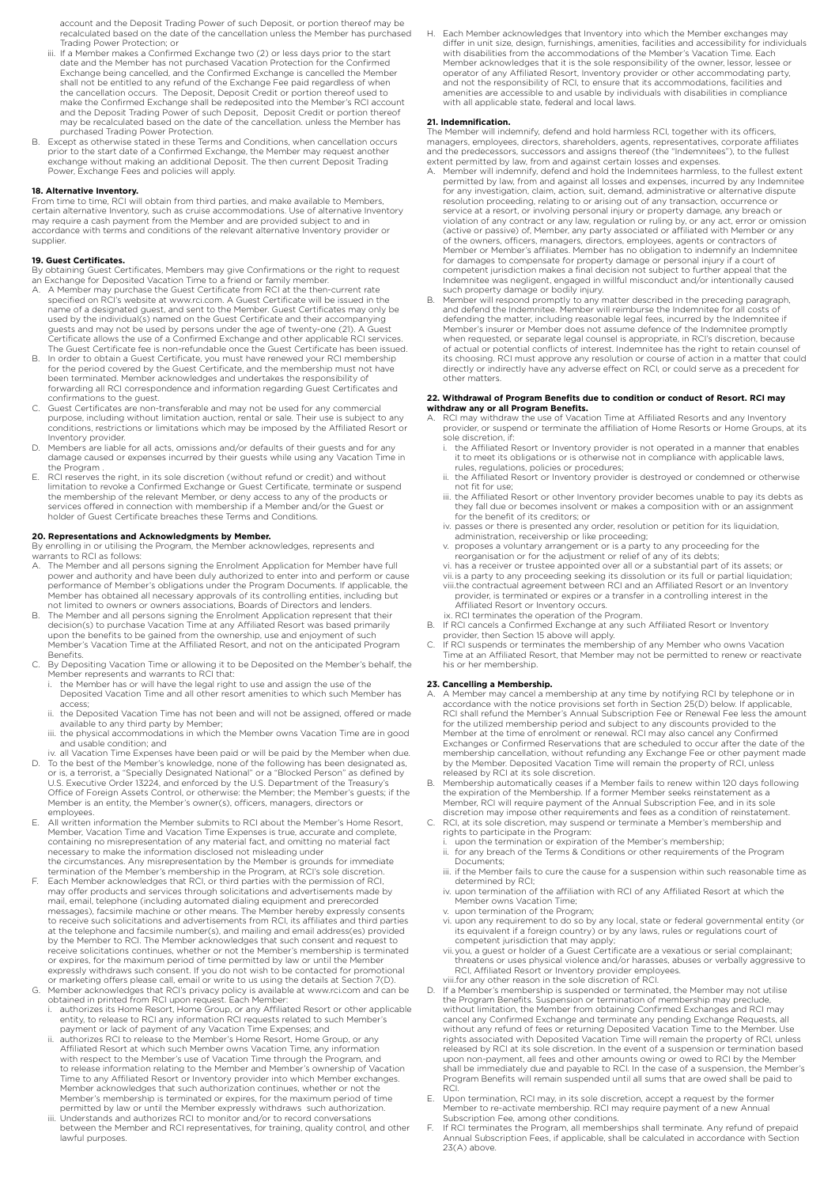account and the Deposit Trading Power of such Deposit, or portion thereof may be recalculated based on the date of the cancellation unless the Member has purchased Trading Power Protection; or

iii. If a Member makes a Confirmed Exchange two (2) or less days prior to the start date and the Member has not purchased Vacation Protection for the Confirmed Exchange being cancelled, and the Confirmed Exchange is cancelled the Member shall not be entitled to any refund of the Exchange Fee paid regardless of when the cancellation occurs. The Deposit, Deposit Credit or portion thereof used to make the Confirmed Exchange shall be redeposited into the Member's RCI account and the Deposit Trading Power of such Deposit, Deposit Credit or portion thereof may be recalculated based on the date of the cancellation. unless the Member has purchased Trading Power Protection.

B. Except as otherwise stated in these Terms and Conditions, when cancellation occurs prior to the start date of a Confirmed Exchange, the Member may request another exchange without making an additional Deposit. The then current Deposit Trading Power, Exchange Fees and policies will apply.

**18. Alternative Inventory.**
From time to time, RCI will obtain from third parties, and make available to Members, certain alternative Inventory, such as cruise accommodations. Use of alternative Inventory may require a cash payment from the Member and are provided subject to and in accordance with terms and conditions of the relevant alternative Inventory provider or supplier.

**19. Guest Certificates.**
By obtaining Guest Certificates, Members may give Confirmations or the right to request an Exchange for Deposited Vacation Time to a friend or family member.

A. A Member may purchase the Guest Certificate from RCI at the then-current rate specified on RCI's website at www.rci.com. A Guest Certificate will be issued in the name of a designated guest, and sent to the Member. Guest Certificates may only be used by the individual(s) named on the Guest Certificate and their accompanying guests and may not be used by persons under the age of twenty-one (21). A Guest Certificate allows the use of a Confirmed Exchange and other applicable RCI services. The Guest Certificate fee is non-refundable once the Guest Certificate has been issued.

B. In order to obtain a Guest Certificate, you must have renewed your RCI membership for the period covered by the Guest Certificate, and the membership must not have been terminated. Member acknowledges and undertakes the responsibility of forwarding all RCI correspondence and information regarding Guest Certificates and confirmations to the guest.

C. Guest Certificates are non-transferable and may not be used for any commercial purpose, including without limitation auction, rental or sale. Their use is subject to any conditions, restrictions or limitations which may be imposed by the Affiliated Resort or Inventory provider.

D. Members are liable for all acts, omissions and/or defaults of their guests and for any damage caused or expenses incurred by their guests while using any Vacation Time in the Program .

E. RCI reserves the right, in its sole discretion (without refund or credit) and without limitation to revoke a Confirmed Exchange or Guest Certificate, terminate or suspend the membership of the relevant Member, or deny access to any of the products or services offered in connection with membership if a Member and/or the Guest or holder of Guest Certificate breaches these Terms and Conditions.

**20. Representations and Acknowledgments by Member.**
By enrolling in or utilising the Program, the Member acknowledges, represents and warrants to RCI as follows:

A. The Member and all persons signing the Enrolment Application for Member have full power and authority and have been duly authorized to enter into and perform or cause performance of Member's obligations under the Program Documents. If applicable, the Member has obtained all necessary approvals of its controlling entities, including but not limited to owners or owners associations, Boards of Directors and lenders.

B. The Member and all persons signing the Enrolment Application represent that their decision(s) to purchase Vacation Time at any Affiliated Resort was based primarily upon the benefits to be gained from the ownership, use and enjoyment of such Member's Vacation Time at the Affiliated Resort, and not on the anticipated Program Benefits.

C. By Depositing Vacation Time or allowing it to be Deposited on the Member's behalf, the Member represents and warrants to RCI that:
   i. the Member has or will have the legal right to use and assign the use of the Deposited Vacation Time and all other resort amenities to which such Member has access;
   ii. the Deposited Vacation Time has not been and will not be assigned, offered or made available to any third party by Member;
   iii. the physical accommodations in which the Member owns Vacation Time are in good and usable condition; and
   iv. all Vacation Time Expenses have been paid or will be paid by the Member when due.

D. To the best of the Member's knowledge, none of the following has been designated as, or is, a terrorist, a "Specially Designated National" or a "Blocked Person" as defined by U.S. Executive Order 13224, and enforced by the U.S. Department of the Treasury's Office of Foreign Assets Control, or otherwise: the Member; the Member's guests; if the Member is an entity, the Member's owner(s), officers, managers, directors or employees.

E. All written information the Member submits to RCI about the Member's Home Resort, Member, Vacation Time and Vacation Time Expenses is true, accurate and complete, containing no misrepresentation of any material fact, and omitting no material fact necessary to make the information disclosed not misleading under the circumstances. Any misrepresentation by the Member is grounds for immediate termination of the Member's membership in the Program, at RCI's sole discretion.

F. Each Member acknowledges that RCI, or third parties with the permission of RCI, may offer products and services through solicitations and advertisements made by mail, email, telephone (including automated dialing equipment and prerecorded messages), facsimile machine or other means. The Member hereby expressly consents to receive such solicitations and advertisements from RCI, its affiliates and third parties at the telephone and facsimile number(s), and mailing and email address(es) provided by the Member to RCI. The Member acknowledges that such consent and request to receive solicitations continues, whether or not the Member's membership is terminated or expires, for the maximum period of time permitted by law or until the Member expressly withdraws such consent. If you do not wish to be contacted for promotional or marketing offers please call, email or write to us using the details at Section 7(D).

G. Member acknowledges that RCI's privacy policy is available at www.rci.com and can be obtained in printed from RCI upon request. Each Member:
   i. authorizes its Home Resort, Home Group, or any Affiliated Resort or other applicable entity, to release to RCI any information RCI requests related to such Member's payment or lack of payment of any Vacation Time Expenses; and
   ii. authorizes RCI to release to the Member's Home Resort, Home Group, or any Affiliated Resort at which such Member owns Vacation Time, any information with respect to the Member's use of Vacation Time through the Program, and to release information relating to the Member and Member's ownership of Vacation Time to any Affiliated Resort or Inventory provider into which Member exchanges. Member acknowledges that such authorization continues, whether or not the Member's membership is terminated or expires, for the maximum period of time permitted by law or until the Member expressly withdraws such authorization.
   iii. Understands and authorizes RCI to monitor and/or to record conversations between the Member and RCI representatives, for training, quality control, and other lawful purposes.

H. Each Member acknowledges that Inventory into which the Member exchanges may differ in unit size, design, furnishings, amenities, facilities and accessibility for individuals with disabilities from the accommodations of the Member's Vacation Time. Each Member acknowledges that it is the sole responsibility of the owner, lessor, lessee or operator of any Affiliated Resort, Inventory provider or other accommodating party, and not the responsibility of RCI, to ensure that its accommodations, facilities and amenities are accessible to and usable by individuals with disabilities in compliance with all applicable state, federal and local laws.

**21. Indemnification.**
The Member will indemnify, defend and hold harmless RCI, together with its officers, managers, employees, directors, shareholders, agents, representatives, corporate affiliates and the predecessors, successors and assigns thereof (the "Indemnitees"), to the fullest extent permitted by law, from and against certain losses and expenses.

A. Member will indemnify, defend and hold the Indemnitees harmless, to the fullest extent permitted by law, from and against all losses and expenses, incurred by any Indemnitee for any investigation, claim, action, suit, demand, administrative or alternative dispute resolution proceeding, relating to or arising out of any transaction, occurrence or service at a resort, or involving personal injury or property damage, any breach or violation of any contract or any law, regulation or ruling by, or any act, error or omission (active or passive) of, Member, any party associated or affiliated with Member or any of the owners, officers, managers, directors, employees, agents or contractors of Member or Member's affiliates. Member has no obligation to indemnify an Indemnitee for damages to compensate for property damage or personal injury if a court of competent jurisdiction makes a final decision not subject to further appeal that the Indemnitee was negligent, engaged in willful misconduct and/or intentionally caused such property damage or bodily injury.

B. Member will respond promptly to any matter described in the preceding paragraph, and defend the Indemnitee. Member will reimburse the Indemnitee for all costs of defending the matter, including reasonable legal fees, incurred by the Indemnitee if Member's insurer or Member does not assume defence of the Indemnitee promptly when requested, or separate legal counsel is appropriate, in RCI's discretion, because of actual or potential conflicts of interest. Indemnitee has the right to retain counsel of its choosing. RCI must approve any resolution or course of action in a matter that could directly or indirectly have any adverse effect on RCI, or could serve as a precedent for other matters.

**22. Withdrawal of Program Benefits due to condition or conduct of Resort. RCI may withdraw any or all Program Benefits.**

A. RCI may withdraw the use of Vacation Time at Affiliated Resorts and any Inventory provider, or suspend or terminate the affiliation of Home Resorts or Home Groups, at its sole discretion, if:
   i. the Affiliated Resort or Inventory provider is not operated in a manner that enables it to meet its obligations or is otherwise not in compliance with applicable laws, rules, regulations, policies or procedures;
   ii. the Affiliated Resort or Inventory provider is destroyed or condemned or otherwise not fit for use;
   iii. the Affiliated Resort or other Inventory provider becomes unable to pay its debts as they fall due or becomes insolvent or makes a composition with or an assignment for the benefit of its creditors; or
   iv. passes or there is presented any order, resolution or petition for its liquidation, administration, receivership or like proceeding;
   v. proposes a voluntary arrangement or is a party to any proceeding for the reorganisation or for the adjustment or relief of any of its debts;
   vi. has a receiver or trustee appointed over all or a substantial part of its assets; or
   vii. is a party to any proceeding seeking its dissolution or its full or partial liquidation;
   viii. the contractual agreement between RCI and an Affiliated Resort or an Inventory provider, is terminated or expires or a transfer in a controlling interest in the Affiliated Resort or Inventory occurs.
   ix. RCI terminates the operation of the Program.

B. If RCI cancels a Confirmed Exchange at any such Affiliated Resort or Inventory provider, then Section 15 above will apply.

C. If RCI suspends or terminates the membership of any Member who owns Vacation Time at an Affiliated Resort, that Member may not be permitted to renew or reactivate his or her membership.

**23. Cancelling a Membership.**

A. A Member may cancel a membership at any time by notifying RCI by telephone or in accordance with the notice provisions set forth in Section 25(D) below. If applicable, RCI shall refund the Member's Annual Subscription Fee or Renewal Fee less the amount for the utilized membership period and subject to any discounts provided to the Member at the time of enrolment or renewal. RCI may also cancel any Confirmed Exchanges or Confirmed Reservations that are scheduled to occur after the date of the membership cancellation, without refunding any Exchange Fee or other payment made by the Member. Deposited Vacation Time will remain the property of RCI, unless released by RCI at its sole discretion.

B. Membership automatically ceases if a Member fails to renew within 120 days following the expiration of the Membership. If a former Member seeks reinstatement as a Member, RCI will require payment of the Annual Subscription Fee, and in its sole discretion may impose other requirements and fees as a condition of reinstatement.

C. RCI, at its sole discretion, may suspend or terminate a Member's membership and rights to participate in the Program:
   i. upon the termination or expiration of the Member's membership;
   ii. for any breach of the Terms & Conditions or other requirements of the Program Documents;
   iii. if the Member fails to cure the cause for a suspension within such reasonable time as determined by RCI;
   iv. upon termination of the affiliation with RCI of any Affiliated Resort at which the Member owns Vacation Time;
   v. upon termination of the Program;
   vi. upon any requirement to do so by any local, state or federal governmental entity (or its equivalent if a foreign country) or by any laws, rules or regulations court of competent jurisdiction that may apply;
   vii. you, a guest or holder of a Guest Certificate are a vexatious or serial complainant; threatens or uses physical violence and/or harasses, abuses or verbally aggressive to RCI, Affiliated Resort or Inventory provider employees.
   viii. for any other reason in the sole discretion of RCI.

D. If a Member's membership is suspended or terminated, the Member may not utilise the Program Benefits. Suspension or termination of membership may preclude, without limitation, the Member from obtaining Confirmed Exchanges and RCI may cancel any Confirmed Exchange and terminate any pending Exchange Requests, all without any refund of fees or returning Deposited Vacation Time to the Member. Use rights associated with Deposited Vacation Time will remain the property of RCI, unless released by RCI at its sole discretion. In the event of a suspension or termination based upon non-payment, all fees and other amounts owing or owed to RCI by the Member shall be immediately due and payable to RCI. In the case of a suspension, the Member's Program Benefits will remain suspended until all sums that are owed shall be paid to RCI.

E. Upon termination, RCI may, in its sole discretion, accept a request by the former Member to re-activate membership. RCI may require payment of a new Annual Subscription Fee, among other conditions.

F. If RCI terminates the Program, all memberships shall terminate. Any refund of prepaid Annual Subscription Fees, if applicable, shall be calculated in accordance with Section 23(A) above.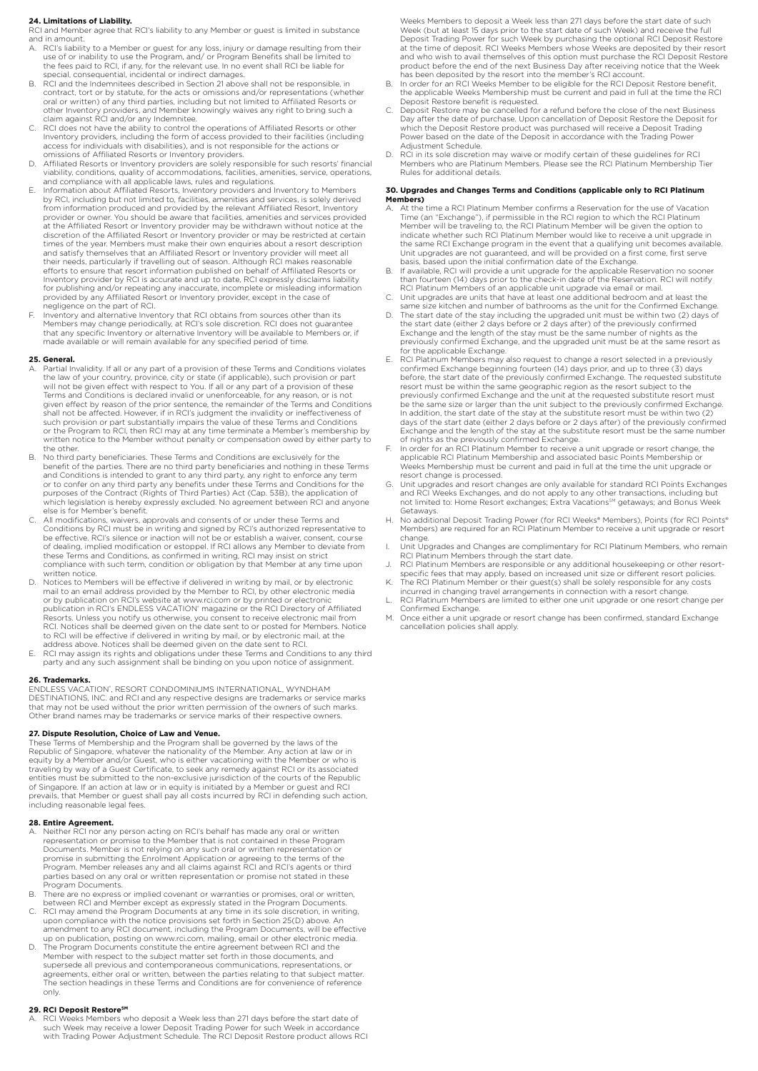### 24. Limitations of Liability.

RCI and Member agree that RCI's liability to any Member or guest is limited in substance and in amount.

A. RCI's liability to a Member or guest for any loss, injury or damage resulting from their use of or inability to use the Program, and/ or Program Benefits shall be limited to the fees paid to RCI, if any, for the relevant use. In no event shall RCI be liable for special, consequential, incidental or indirect damages.

B. RCI and the Indemnitees described in Section 21 above shall not be responsible, in contract, tort or by statute, for the acts or omissions and/or representations (whether oral or written) of any third parties, including but not limited to Affiliated Resorts or other Inventory providers, and Member knowingly waives any right to bring such a claim against RCI and/or any Indemnitee.

C. RCI does not have the ability to control the operations of Affiliated Resorts or other Inventory providers, including the form of access provided to their facilities (including access for individuals with disabilities), and is not responsible for the actions or omissions of Affiliated Resorts or Inventory providers.

D. Affiliated Resorts or Inventory providers are solely responsible for such resorts' financial viability, conditions, quality of accommodations, facilities, amenities, service, operations, and compliance with all applicable laws, rules and regulations.

E. Information about Affiliated Resorts, Inventory providers and Inventory to Members by RCI, including but not limited to, facilities, amenities and services, is solely derived from information produced and provided by the relevant Affiliated Resort, Inventory provider or owner. You should be aware that facilities, amenities and services provided at the Affiliated Resort or Inventory provider may be withdrawn without notice at the discretion of the Affiliated Resort or Inventory provider or may be restricted at certain times of the year. Members must make their own enquiries about a resort description and satisfy themselves that an Affiliated Resort or Inventory provider will meet all their needs, particularly if travelling out of season. Although RCI makes reasonable efforts to ensure that resort information published on behalf of Affiliated Resorts or Inventory provider by RCI is accurate and up to date, RCI expressly disclaims liability for publishing and/or repeating any inaccurate, incomplete or misleading information provided by any Affiliated Resort or Inventory provider, except in the case of negligence on the part of RCI.

F. Inventory and alternative Inventory that RCI obtains from sources other than its Members may change periodically, at RCI's sole discretion. RCI does not guarantee that any specific Inventory or alternative Inventory will be available to Members or, if made available or will remain available for any specified period of time.

### 25. General.

A. Partial Invalidity. If all or any part of a provision of these Terms and Conditions violates the law of your country, province, city or state (if applicable), such provision or part will not be given effect with respect to You. If all or any part of a provision of these Terms and Conditions is declared invalid or unenforceable, for any reason, or is not given effect by reason of the prior sentence, the remainder of the Terms and Conditions shall not be affected. However, if in RCI's judgment the invalidity or ineffectiveness of such provision or part substantially impairs the value of these Terms and Conditions or the Program to RCI, then RCI may at any time terminate a Member's membership by written notice to the Member without penalty or compensation owed by either party to the other.

B. No third party beneficiaries. These Terms and Conditions are exclusively for the benefit of the parties. There are no third party beneficiaries and nothing in these Terms and Conditions is intended to grant to any third party, any right to enforce any term or to confer on any third party any benefits under these Terms and Conditions for the purposes of the Contract (Rights of Third Parties) Act (Cap. 53B), the application of which legislation is hereby expressly excluded. No agreement between RCI and anyone else is for Member's benefit.

C. All modifications, waivers, approvals and consents of or under these Terms and Conditions by RCI must be in writing and signed by RCI's authorized representative to be effective. RCI's silence or inaction will not be or establish a waiver, consent, course of dealing, implied modification or estoppel. If RCI allows any Member to deviate from these Terms and Conditions, as confirmed in writing, RCI may insist on strict compliance with such term, condition or obligation by that Member at any time upon written notice.

D. Notices to Members will be effective if delivered in writing by mail, or by electronic mail to an email address provided by the Member to RCI, by other electronic media or by publication on RCI's website at www.rci.com or by printed or electronic publication in RCI's ENDLESS VACATION® magazine or the RCI Directory of Affiliated Resorts. Unless you notify us otherwise, you consent to receive electronic mail from RCI. Notices shall be deemed given on the date sent to or posted for Members. Notice to RCI will be effective if delivered in writing by mail, or by electronic mail, at the address above. Notices shall be deemed given on the date sent to RCI.

E. RCI may assign its rights and obligations under these Terms and Conditions to any third party and any such assignment shall be binding on you upon notice of assignment.

### 26. Trademarks.

ENDLESS VACATION®, RESORT CONDOMINIUMS INTERNATIONAL, WYNDHAM DESTINATIONS, INC. and RCI and any respective designs are trademarks or service marks that may not be used without the prior written permission of the owners of such marks. Other brand names may be trademarks or service marks of their respective owners.

### 27. Dispute Resolution, Choice of Law and Venue.

These Terms of Membership and the Program shall be governed by the laws of the Republic of Singapore, whatever the nationality of the Member. Any action at law or in equity by a Member and/or Guest, who is either vacationing with the Member or who is traveling by way of a Guest Certificate, to seek any remedy against RCI or its associated entities must be submitted to the non-exclusive jurisdiction of the courts of the Republic of Singapore. If an action at law or in equity is initiated by a Member or guest and RCI prevails, that Member or guest shall pay all costs incurred by RCI in defending such action, including reasonable legal fees.

### 28. Entire Agreement.

A. Neither RCI nor any person acting on RCI's behalf has made any oral or written representation or promise to the Member that is not contained in these Program Documents. Member is not relying on any such oral or written representation or promise in submitting the Enrolment Application or agreeing to the terms of the Program. Member releases any and all claims against RCI and RCI's agents or third parties based on any oral or written representation or promise not stated in these Program Documents.

B. There are no express or implied covenant or warranties or promises, oral or written, between RCI and Member except as expressly stated in the Program Documents.

C. RCI may amend the Program Documents at any time in its sole discretion, in writing, upon compliance with the notice provisions set forth in Section 25(D) above. An amendment to any RCI document, including the Program Documents, will be effective up on publication, posting on www.rci.com, mailing, email or other electronic media.

D. The Program Documents constitute the entire agreement between RCI and the Member with respect to the subject matter set forth in those documents, and supersede all previous and contemporaneous communications, representations, or agreements, either oral or written, between the parties relating to that subject matter. The section headings in these Terms and Conditions are for convenience of reference only.

### 29. RCI Deposit Restore[SM]

A. RCI Weeks Members who deposit a Week less than 271 days before the start date of such Week may receive a lower Deposit Trading Power for such Week in accordance with Trading Power Adjustment Schedule. The RCI Deposit Restore product allows RCI Weeks Members to deposit a Week less than 271 days before the start date of such Week (but at least 15 days prior to the start date of such Week) and receive the full Deposit Trading Power for such Week by purchasing the optional RCI Deposit Restore at the time of deposit. RCI Weeks Members whose Weeks are deposited by their resort and who wish to avail themselves of this option must purchase the RCI Deposit Restore product before the end of the next Business Day after receiving notice that the Week has been deposited by the resort into the member's RCI account.

B. In order for an RCI Weeks Member to be eligible for the RCI Deposit Restore benefit, the applicable Weeks Membership must be current and paid in full at the time the RCI Deposit Restore benefit is requested.

C. Deposit Restore may be cancelled for a refund before the close of the next Business Day after the date of purchase. Upon cancellation of Deposit Restore the Deposit for which the Deposit Restore product was purchased will receive a Deposit Trading Power based on the date of the Deposit in accordance with the Trading Power Adjustment Schedule.

D. RCI in its sole discretion may waive or modify certain of these guidelines for RCI Members who are Platinum Members. Please see the RCI Platinum Membership Tier Rules for additional details.

### 30. Upgrades and Changes Terms and Conditions (applicable only to RCI Platinum Members)

A. At the time a RCI Platinum Member confirms a Reservation for the use of Vacation Time (an "Exchange"), if permissible in the RCI region to which the RCI Platinum Member will be traveling to, the RCI Platinum Member will be given the option to indicate whether such RCI Platinum Member would like to receive a unit upgrade in the same RCI Exchange program in the event that a qualifying unit becomes available. Unit upgrades are not guaranteed, and will be provided on a first come, first serve basis, based upon the initial confirmation date of the Exchange.

B. If available, RCI will provide a unit upgrade for the applicable Reservation no sooner than fourteen (14) days prior to the check-in date of the Reservation. RCI will notify RCI Platinum Members of an applicable unit upgrade via email or mail.

C. Unit upgrades are units that have at least one additional bedroom and at least the same size kitchen and number of bathrooms as the unit for the Confirmed Exchange.

D. The start date of the stay including the upgraded unit must be within two (2) days of the start date (either 2 days before or 2 days after) of the previously confirmed Exchange and the length of the stay must be the same number of nights as the previously confirmed Exchange, and the upgraded unit must be at the same resort as for the applicable Exchange.

E. RCI Platinum Members may also request to change a resort selected in a previously confirmed Exchange beginning fourteen (14) days prior, and up to three (3) days before, the start date of the previously confirmed Exchange. The requested substitute resort must be within the same geographic region as the resort subject to the previously confirmed Exchange and the unit at the requested substitute resort must be the same size or larger than the unit subject to the previously confirmed Exchange. In addition, the start date of the stay at the substitute resort must be within two (2) days of the start date (either 2 days before or 2 days after) of the previously confirmed Exchange and the length of the stay at the substitute resort must be the same number of nights as the previously confirmed Exchange.

F. In order for an RCI Platinum Member to receive a unit upgrade or resort change, the applicable RCI Platinum Membership and associated basic Points Membership or Weeks Membership must be current and paid in full at the time the unit upgrade or resort change is processed.

G. Unit upgrades and resort changes are only available for standard RCI Points Exchanges and RCI Weeks Exchanges, and do not apply to any other transactions, including but not limited to: Home Resort exchanges; Extra Vacations[SM] getaways; and Bonus Week Getaways.

H. No additional Deposit Trading Power (for RCI Weeks® Members), Points (for RCI Points® Members) are required for an RCI Platinum Member to receive a unit upgrade or resort change.

I. Unit Upgrades and Changes are complimentary for RCI Platinum Members, who remain RCI Platinum Members through the start date.

J. RCI Platinum Members are responsible or any additional housekeeping or other resort-specific fees that may apply, based on increased unit size or different resort policies.

K. The RCI Platinum Member or their guest(s) shall be solely responsible for any costs incurred in changing travel arrangements in connection with a resort change.

L. RCI Platinum Members are limited to either one unit upgrade or one resort change per Confirmed Exchange.

M. Once either a unit upgrade or resort change has been confirmed, standard Exchange cancellation policies shall apply.